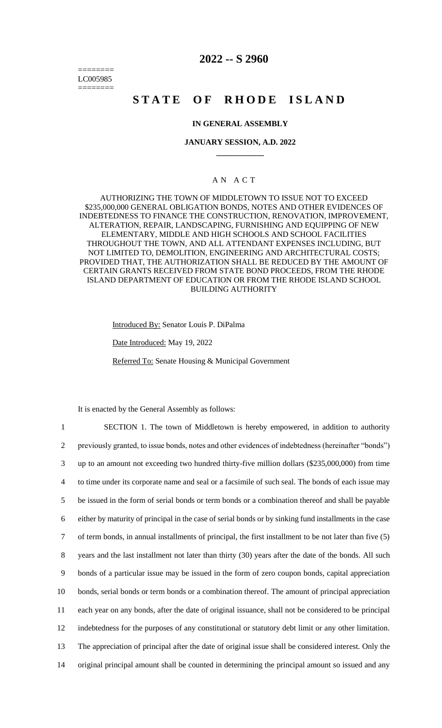========
LC005985
========

# 2022 -- S 2960

# STATE OF RHODE ISLAND

## IN GENERAL ASSEMBLY

### JANUARY SESSION, A.D. 2022

---

### A N A C T

AUTHORIZING THE TOWN OF MIDDLETOWN TO ISSUE NOT TO EXCEED $235,000,000 GENERAL OBLIGATION BONDS, NOTES AND OTHER EVIDENCES OF INDEBTEDNESS TO FINANCE THE CONSTRUCTION, RENOVATION, IMPROVEMENT, ALTERATION, REPAIR, LANDSCAPING, FURNISHING AND EQUIPPING OF NEW ELEMENTARY, MIDDLE AND HIGH SCHOOLS AND SCHOOL FACILITIES THROUGHOUT THE TOWN, AND ALL ATTENDANT EXPENSES INCLUDING, BUT NOT LIMITED TO, DEMOLITION, ENGINEERING AND ARCHITECTURAL COSTS; PROVIDED THAT, THE AUTHORIZATION SHALL BE REDUCED BY THE AMOUNT OF CERTAIN GRANTS RECEIVED FROM STATE BOND PROCEEDS, FROM THE RHODE ISLAND DEPARTMENT OF EDUCATION OR FROM THE RHODE ISLAND SCHOOL BUILDING AUTHORITY

Introduced By: Senator Louis P. DiPalma

Date Introduced: May 19, 2022

Referred To: Senate Housing & Municipal Government

It is enacted by the General Assembly as follows:

1 SECTION 1. The town of Middletown is hereby empowered, in addition to authority
2 previously granted, to issue bonds, notes and other evidences of indebtedness (hereinafter "bonds")
3 up to an amount not exceeding two hundred thirty-five million dollars ($235,000,000) from time
4 to time under its corporate name and seal or a facsimile of such seal. The bonds of each issue may
5 be issued in the form of serial bonds or term bonds or a combination thereof and shall be payable
6 either by maturity of principal in the case of serial bonds or by sinking fund installments in the case
7 of term bonds, in annual installments of principal, the first installment to be not later than five (5)
8 years and the last installment not later than thirty (30) years after the date of the bonds. All such
9 bonds of a particular issue may be issued in the form of zero coupon bonds, capital appreciation
10 bonds, serial bonds or term bonds or a combination thereof. The amount of principal appreciation
11 each year on any bonds, after the date of original issuance, shall not be considered to be principal
12 indebtedness for the purposes of any constitutional or statutory debt limit or any other limitation.
13 The appreciation of principal after the date of original issue shall be considered interest. Only the
14 original principal amount shall be counted in determining the principal amount so issued and any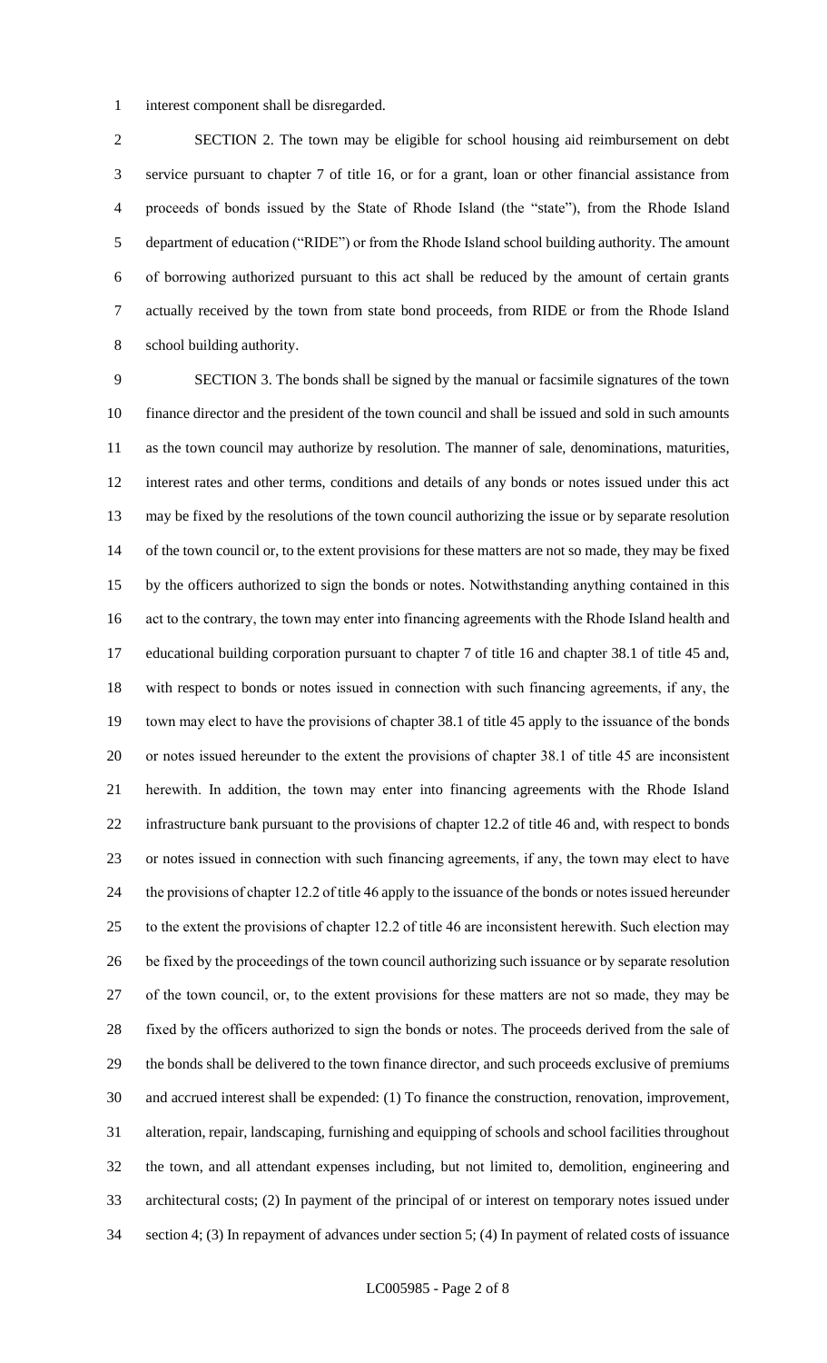interest component shall be disregarded.

SECTION 2. The town may be eligible for school housing aid reimbursement on debt service pursuant to chapter 7 of title 16, or for a grant, loan or other financial assistance from proceeds of bonds issued by the State of Rhode Island (the "state"), from the Rhode Island department of education ("RIDE") or from the Rhode Island school building authority. The amount of borrowing authorized pursuant to this act shall be reduced by the amount of certain grants actually received by the town from state bond proceeds, from RIDE or from the Rhode Island school building authority.

SECTION 3. The bonds shall be signed by the manual or facsimile signatures of the town finance director and the president of the town council and shall be issued and sold in such amounts as the town council may authorize by resolution. The manner of sale, denominations, maturities, interest rates and other terms, conditions and details of any bonds or notes issued under this act may be fixed by the resolutions of the town council authorizing the issue or by separate resolution of the town council or, to the extent provisions for these matters are not so made, they may be fixed by the officers authorized to sign the bonds or notes. Notwithstanding anything contained in this act to the contrary, the town may enter into financing agreements with the Rhode Island health and educational building corporation pursuant to chapter 7 of title 16 and chapter 38.1 of title 45 and, with respect to bonds or notes issued in connection with such financing agreements, if any, the town may elect to have the provisions of chapter 38.1 of title 45 apply to the issuance of the bonds or notes issued hereunder to the extent the provisions of chapter 38.1 of title 45 are inconsistent herewith. In addition, the town may enter into financing agreements with the Rhode Island infrastructure bank pursuant to the provisions of chapter 12.2 of title 46 and, with respect to bonds or notes issued in connection with such financing agreements, if any, the town may elect to have the provisions of chapter 12.2 of title 46 apply to the issuance of the bonds or notes issued hereunder to the extent the provisions of chapter 12.2 of title 46 are inconsistent herewith. Such election may be fixed by the proceedings of the town council authorizing such issuance or by separate resolution of the town council, or, to the extent provisions for these matters are not so made, they may be fixed by the officers authorized to sign the bonds or notes. The proceeds derived from the sale of the bonds shall be delivered to the town finance director, and such proceeds exclusive of premiums and accrued interest shall be expended: (1) To finance the construction, renovation, improvement, alteration, repair, landscaping, furnishing and equipping of schools and school facilities throughout the town, and all attendant expenses including, but not limited to, demolition, engineering and architectural costs; (2) In payment of the principal of or interest on temporary notes issued under section 4; (3) In repayment of advances under section 5; (4) In payment of related costs of issuance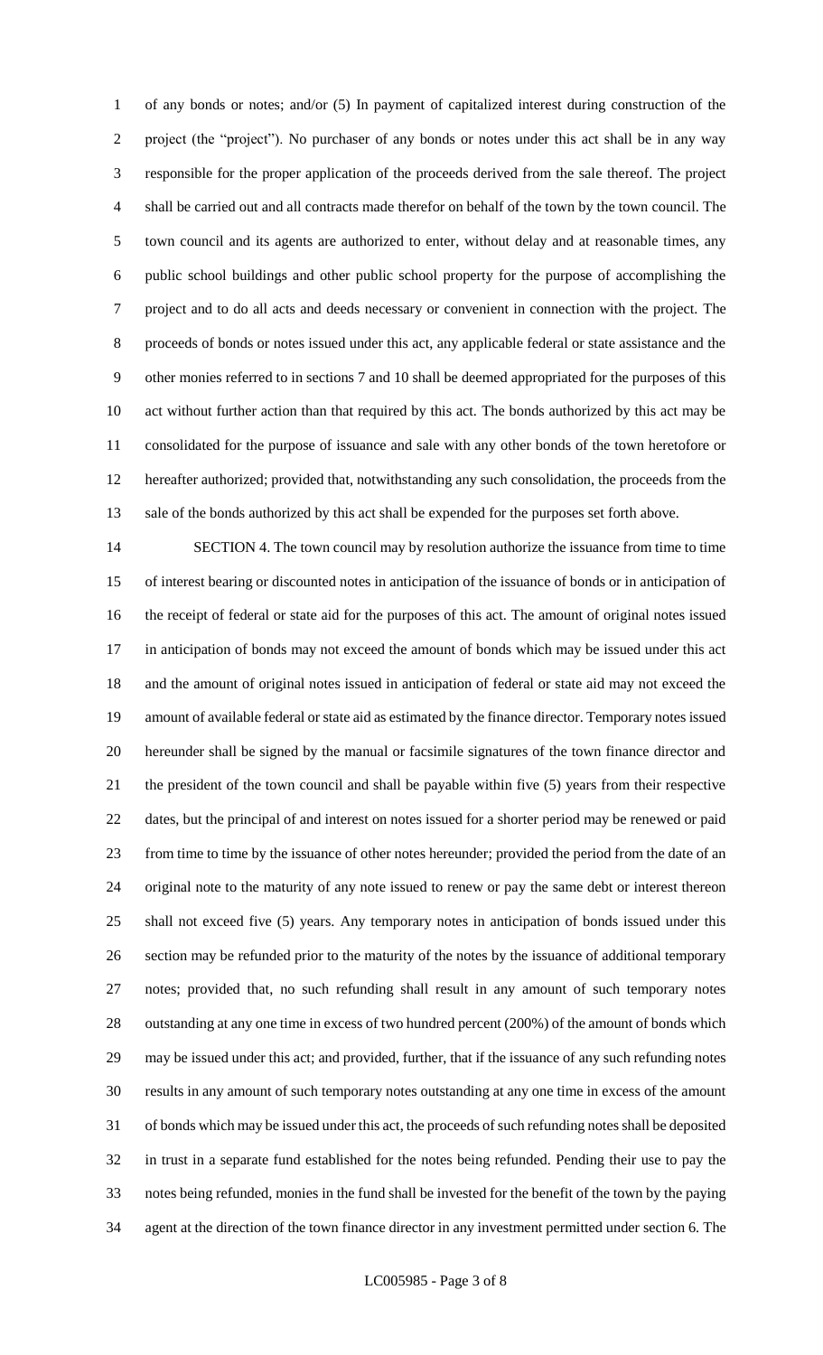of any bonds or notes; and/or (5) In payment of capitalized interest during construction of the project (the "project"). No purchaser of any bonds or notes under this act shall be in any way responsible for the proper application of the proceeds derived from the sale thereof. The project shall be carried out and all contracts made therefor on behalf of the town by the town council. The town council and its agents are authorized to enter, without delay and at reasonable times, any public school buildings and other public school property for the purpose of accomplishing the project and to do all acts and deeds necessary or convenient in connection with the project. The proceeds of bonds or notes issued under this act, any applicable federal or state assistance and the other monies referred to in sections 7 and 10 shall be deemed appropriated for the purposes of this act without further action than that required by this act. The bonds authorized by this act may be consolidated for the purpose of issuance and sale with any other bonds of the town heretofore or hereafter authorized; provided that, notwithstanding any such consolidation, the proceeds from the sale of the bonds authorized by this act shall be expended for the purposes set forth above.

SECTION 4. The town council may by resolution authorize the issuance from time to time of interest bearing or discounted notes in anticipation of the issuance of bonds or in anticipation of the receipt of federal or state aid for the purposes of this act. The amount of original notes issued in anticipation of bonds may not exceed the amount of bonds which may be issued under this act and the amount of original notes issued in anticipation of federal or state aid may not exceed the amount of available federal or state aid as estimated by the finance director. Temporary notes issued hereunder shall be signed by the manual or facsimile signatures of the town finance director and the president of the town council and shall be payable within five (5) years from their respective dates, but the principal of and interest on notes issued for a shorter period may be renewed or paid from time to time by the issuance of other notes hereunder; provided the period from the date of an original note to the maturity of any note issued to renew or pay the same debt or interest thereon shall not exceed five (5) years. Any temporary notes in anticipation of bonds issued under this section may be refunded prior to the maturity of the notes by the issuance of additional temporary notes; provided that, no such refunding shall result in any amount of such temporary notes outstanding at any one time in excess of two hundred percent (200%) of the amount of bonds which may be issued under this act; and provided, further, that if the issuance of any such refunding notes results in any amount of such temporary notes outstanding at any one time in excess of the amount of bonds which may be issued under this act, the proceeds of such refunding notes shall be deposited in trust in a separate fund established for the notes being refunded. Pending their use to pay the notes being refunded, monies in the fund shall be invested for the benefit of the town by the paying agent at the direction of the town finance director in any investment permitted under section 6. The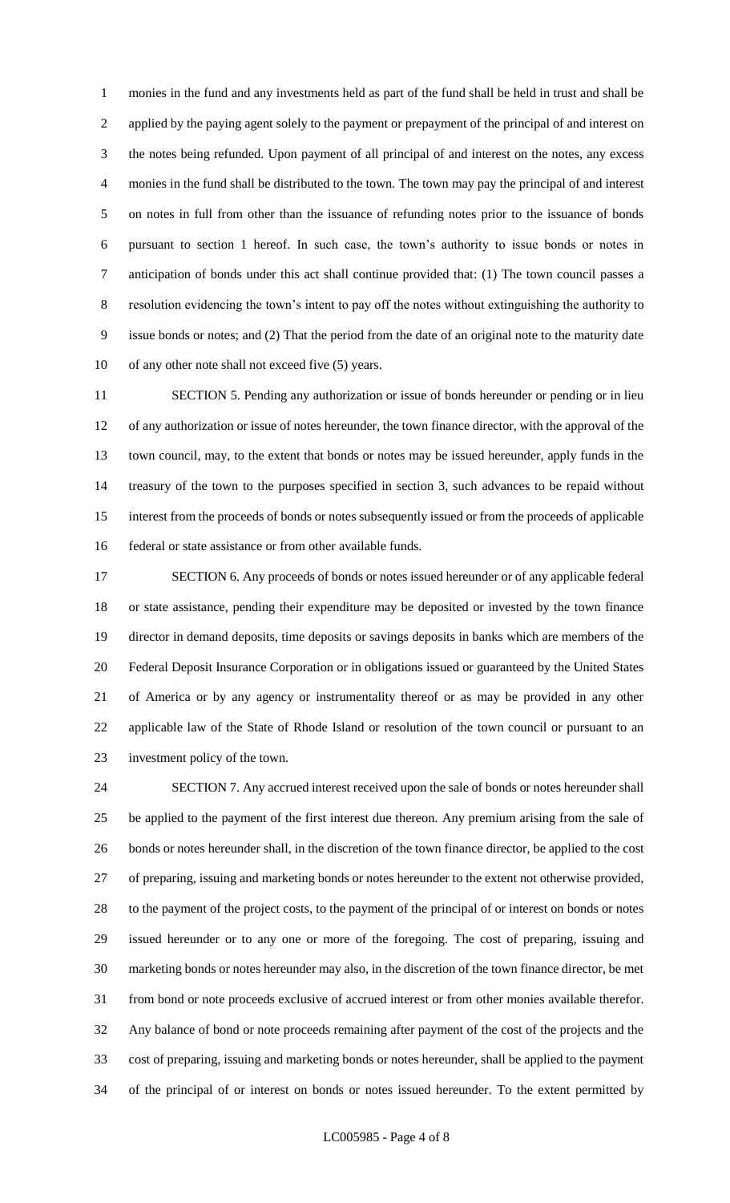monies in the fund and any investments held as part of the fund shall be held in trust and shall be applied by the paying agent solely to the payment or prepayment of the principal of and interest on the notes being refunded. Upon payment of all principal of and interest on the notes, any excess monies in the fund shall be distributed to the town. The town may pay the principal of and interest on notes in full from other than the issuance of refunding notes prior to the issuance of bonds pursuant to section 1 hereof. In such case, the town's authority to issue bonds or notes in anticipation of bonds under this act shall continue provided that: (1) The town council passes a resolution evidencing the town's intent to pay off the notes without extinguishing the authority to issue bonds or notes; and (2) That the period from the date of an original note to the maturity date of any other note shall not exceed five (5) years.

SECTION 5. Pending any authorization or issue of bonds hereunder or pending or in lieu of any authorization or issue of notes hereunder, the town finance director, with the approval of the town council, may, to the extent that bonds or notes may be issued hereunder, apply funds in the treasury of the town to the purposes specified in section 3, such advances to be repaid without interest from the proceeds of bonds or notes subsequently issued or from the proceeds of applicable federal or state assistance or from other available funds.

SECTION 6. Any proceeds of bonds or notes issued hereunder or of any applicable federal or state assistance, pending their expenditure may be deposited or invested by the town finance director in demand deposits, time deposits or savings deposits in banks which are members of the Federal Deposit Insurance Corporation or in obligations issued or guaranteed by the United States of America or by any agency or instrumentality thereof or as may be provided in any other applicable law of the State of Rhode Island or resolution of the town council or pursuant to an investment policy of the town.

SECTION 7. Any accrued interest received upon the sale of bonds or notes hereunder shall be applied to the payment of the first interest due thereon. Any premium arising from the sale of bonds or notes hereunder shall, in the discretion of the town finance director, be applied to the cost of preparing, issuing and marketing bonds or notes hereunder to the extent not otherwise provided, to the payment of the project costs, to the payment of the principal of or interest on bonds or notes issued hereunder or to any one or more of the foregoing. The cost of preparing, issuing and marketing bonds or notes hereunder may also, in the discretion of the town finance director, be met from bond or note proceeds exclusive of accrued interest or from other monies available therefor. Any balance of bond or note proceeds remaining after payment of the cost of the projects and the cost of preparing, issuing and marketing bonds or notes hereunder, shall be applied to the payment of the principal of or interest on bonds or notes issued hereunder. To the extent permitted by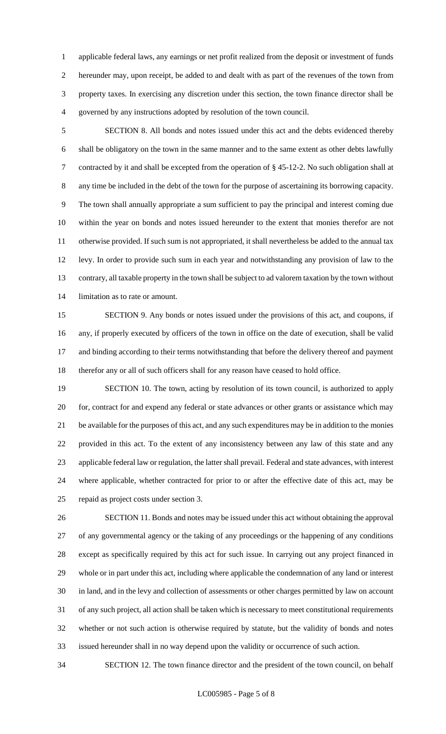applicable federal laws, any earnings or net profit realized from the deposit or investment of funds hereunder may, upon receipt, be added to and dealt with as part of the revenues of the town from property taxes. In exercising any discretion under this section, the town finance director shall be governed by any instructions adopted by resolution of the town council.

SECTION 8. All bonds and notes issued under this act and the debts evidenced thereby shall be obligatory on the town in the same manner and to the same extent as other debts lawfully contracted by it and shall be excepted from the operation of § 45-12-2. No such obligation shall at any time be included in the debt of the town for the purpose of ascertaining its borrowing capacity. The town shall annually appropriate a sum sufficient to pay the principal and interest coming due within the year on bonds and notes issued hereunder to the extent that monies therefor are not otherwise provided. If such sum is not appropriated, it shall nevertheless be added to the annual tax levy. In order to provide such sum in each year and notwithstanding any provision of law to the contrary, all taxable property in the town shall be subject to ad valorem taxation by the town without limitation as to rate or amount.

SECTION 9. Any bonds or notes issued under the provisions of this act, and coupons, if any, if properly executed by officers of the town in office on the date of execution, shall be valid and binding according to their terms notwithstanding that before the delivery thereof and payment therefor any or all of such officers shall for any reason have ceased to hold office.

SECTION 10. The town, acting by resolution of its town council, is authorized to apply for, contract for and expend any federal or state advances or other grants or assistance which may be available for the purposes of this act, and any such expenditures may be in addition to the monies provided in this act. To the extent of any inconsistency between any law of this state and any applicable federal law or regulation, the latter shall prevail. Federal and state advances, with interest where applicable, whether contracted for prior to or after the effective date of this act, may be repaid as project costs under section 3.

SECTION 11. Bonds and notes may be issued under this act without obtaining the approval of any governmental agency or the taking of any proceedings or the happening of any conditions except as specifically required by this act for such issue. In carrying out any project financed in whole or in part under this act, including where applicable the condemnation of any land or interest in land, and in the levy and collection of assessments or other charges permitted by law on account of any such project, all action shall be taken which is necessary to meet constitutional requirements whether or not such action is otherwise required by statute, but the validity of bonds and notes issued hereunder shall in no way depend upon the validity or occurrence of such action.

SECTION 12. The town finance director and the president of the town council, on behalf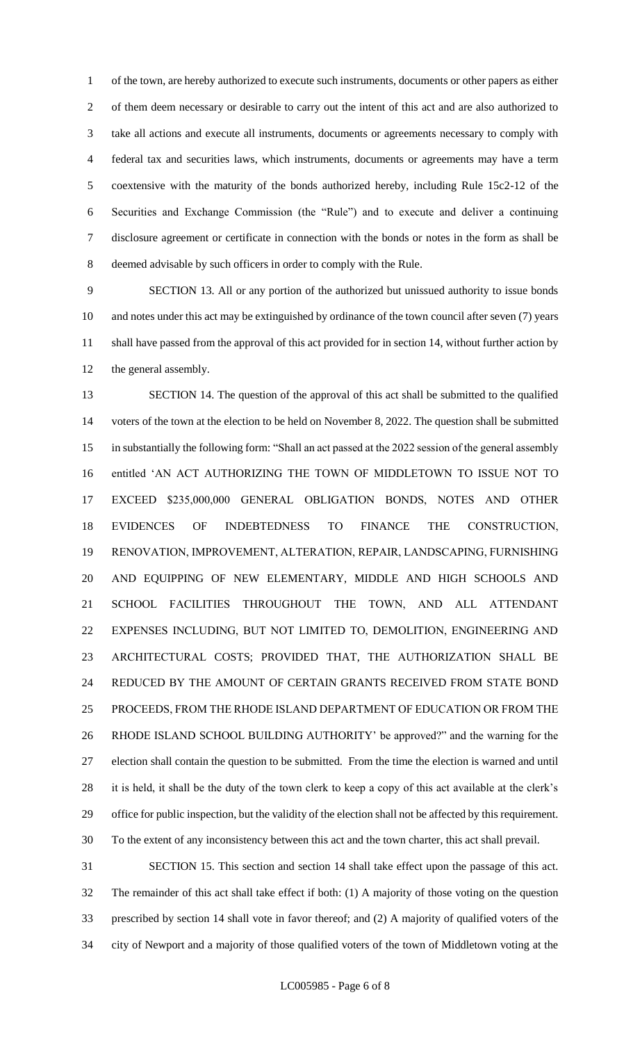of the town, are hereby authorized to execute such instruments, documents or other papers as either of them deem necessary or desirable to carry out the intent of this act and are also authorized to take all actions and execute all instruments, documents or agreements necessary to comply with federal tax and securities laws, which instruments, documents or agreements may have a term coextensive with the maturity of the bonds authorized hereby, including Rule 15c2-12 of the Securities and Exchange Commission (the "Rule") and to execute and deliver a continuing disclosure agreement or certificate in connection with the bonds or notes in the form as shall be deemed advisable by such officers in order to comply with the Rule.

SECTION 13. All or any portion of the authorized but unissued authority to issue bonds and notes under this act may be extinguished by ordinance of the town council after seven (7) years shall have passed from the approval of this act provided for in section 14, without further action by the general assembly.

SECTION 14. The question of the approval of this act shall be submitted to the qualified voters of the town at the election to be held on November 8, 2022. The question shall be submitted in substantially the following form: "Shall an act passed at the 2022 session of the general assembly entitled 'AN ACT AUTHORIZING THE TOWN OF MIDDLETOWN TO ISSUE NOT TO EXCEED $235,000,000 GENERAL OBLIGATION BONDS, NOTES AND OTHER EVIDENCES OF INDEBTEDNESS TO FINANCE THE CONSTRUCTION, RENOVATION, IMPROVEMENT, ALTERATION, REPAIR, LANDSCAPING, FURNISHING AND EQUIPPING OF NEW ELEMENTARY, MIDDLE AND HIGH SCHOOLS AND SCHOOL FACILITIES THROUGHOUT THE TOWN, AND ALL ATTENDANT EXPENSES INCLUDING, BUT NOT LIMITED TO, DEMOLITION, ENGINEERING AND ARCHITECTURAL COSTS; PROVIDED THAT, THE AUTHORIZATION SHALL BE REDUCED BY THE AMOUNT OF CERTAIN GRANTS RECEIVED FROM STATE BOND PROCEEDS, FROM THE RHODE ISLAND DEPARTMENT OF EDUCATION OR FROM THE RHODE ISLAND SCHOOL BUILDING AUTHORITY' be approved?" and the warning for the election shall contain the question to be submitted. From the time the election is warned and until it is held, it shall be the duty of the town clerk to keep a copy of this act available at the clerk's office for public inspection, but the validity of the election shall not be affected by this requirement. To the extent of any inconsistency between this act and the town charter, this act shall prevail.

SECTION 15. This section and section 14 shall take effect upon the passage of this act. The remainder of this act shall take effect if both: (1) A majority of those voting on the question prescribed by section 14 shall vote in favor thereof; and (2) A majority of qualified voters of the city of Newport and a majority of those qualified voters of the town of Middletown voting at the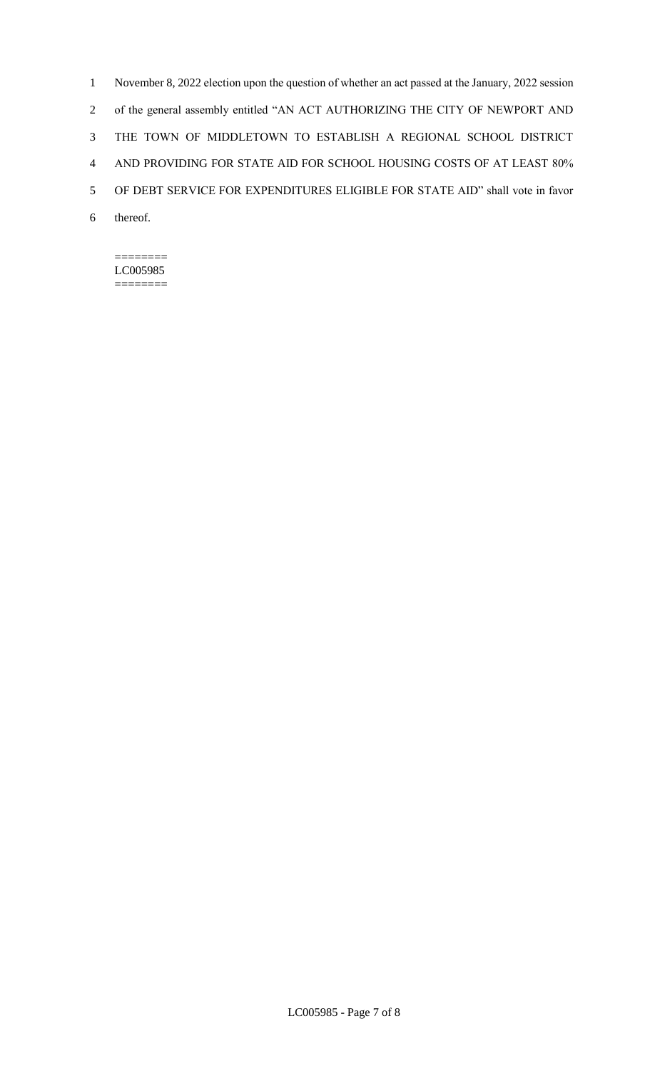November 8, 2022 election upon the question of whether an act passed at the January, 2022 session of the general assembly entitled "AN ACT AUTHORIZING THE CITY OF NEWPORT AND THE TOWN OF MIDDLETOWN TO ESTABLISH A REGIONAL SCHOOL DISTRICT AND PROVIDING FOR STATE AID FOR SCHOOL HOUSING COSTS OF AT LEAST 80% OF DEBT SERVICE FOR EXPENDITURES ELIGIBLE FOR STATE AID" shall vote in favor thereof.

========
LC005985
========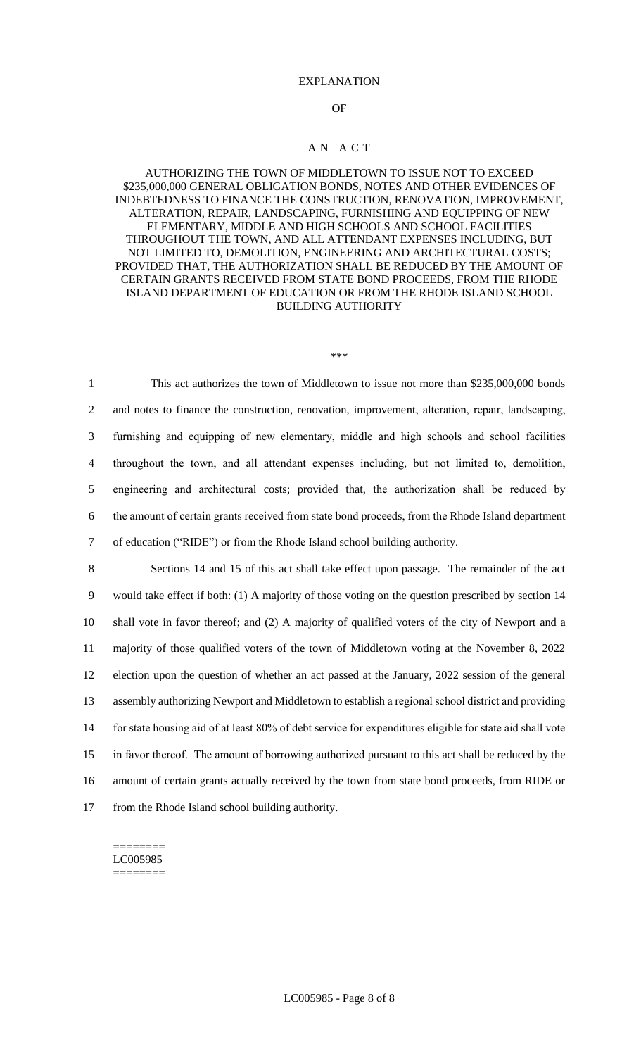EXPLANATION

OF

A N A C T

AUTHORIZING THE TOWN OF MIDDLETOWN TO ISSUE NOT TO EXCEED $235,000,000 GENERAL OBLIGATION BONDS, NOTES AND OTHER EVIDENCES OF INDEBTEDNESS TO FINANCE THE CONSTRUCTION, RENOVATION, IMPROVEMENT, ALTERATION, REPAIR, LANDSCAPING, FURNISHING AND EQUIPPING OF NEW ELEMENTARY, MIDDLE AND HIGH SCHOOLS AND SCHOOL FACILITIES THROUGHOUT THE TOWN, AND ALL ATTENDANT EXPENSES INCLUDING, BUT NOT LIMITED TO, DEMOLITION, ENGINEERING AND ARCHITECTURAL COSTS; PROVIDED THAT, THE AUTHORIZATION SHALL BE REDUCED BY THE AMOUNT OF CERTAIN GRANTS RECEIVED FROM STATE BOND PROCEEDS, FROM THE RHODE ISLAND DEPARTMENT OF EDUCATION OR FROM THE RHODE ISLAND SCHOOL BUILDING AUTHORITY

***

1 This act authorizes the town of Middletown to issue not more than $235,000,000 bonds
2 and notes to finance the construction, renovation, improvement, alteration, repair, landscaping,
3 furnishing and equipping of new elementary, middle and high schools and school facilities
4 throughout the town, and all attendant expenses including, but not limited to, demolition,
5 engineering and architectural costs; provided that, the authorization shall be reduced by
6 the amount of certain grants received from state bond proceeds, from the Rhode Island department
7 of education ("RIDE") or from the Rhode Island school building authority.

8 Sections 14 and 15 of this act shall take effect upon passage. The remainder of the act
9 would take effect if both: (1) A majority of those voting on the question prescribed by section 14
10 shall vote in favor thereof; and (2) A majority of qualified voters of the city of Newport and a
11 majority of those qualified voters of the town of Middletown voting at the November 8, 2022
12 election upon the question of whether an act passed at the January, 2022 session of the general
13 assembly authorizing Newport and Middletown to establish a regional school district and providing
14 for state housing aid of at least 80% of debt service for expenditures eligible for state aid shall vote
15 in favor thereof. The amount of borrowing authorized pursuant to this act shall be reduced by the
16 amount of certain grants actually received by the town from state bond proceeds, from RIDE or
17 from the Rhode Island school building authority.

========
LC005985
========